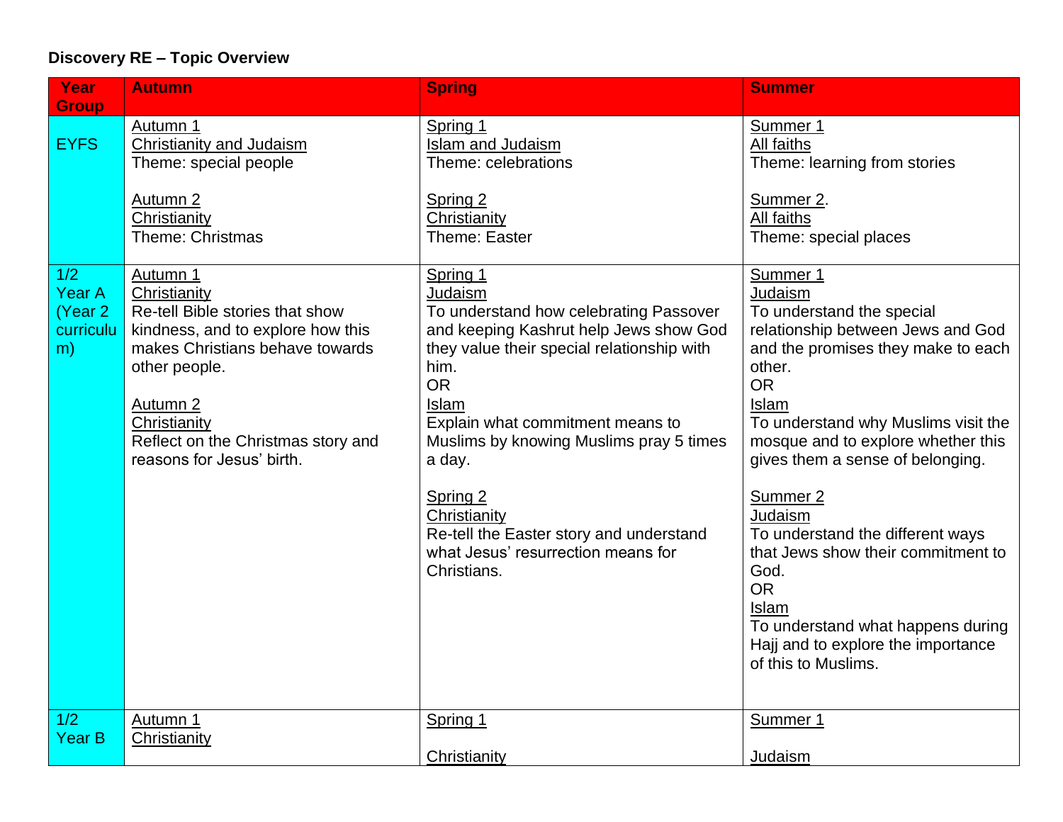**Discovery RE – Topic Overview**

| Year Group | Autumn | Spring | Summer |
|---|---|---|---|
| EYFS | Autumn 1<br>Christianity and Judaism<br>Theme: special people<br><br>Autumn 2<br>Christianity<br>Theme: Christmas | Spring 1<br>Islam and Judaism<br>Theme: celebrations<br><br>Spring 2<br>Christianity<br>Theme: Easter | Summer 1<br>All faiths<br>Theme: learning from stories<br><br>Summer 2.<br>All faiths<br>Theme: special places |
| 1/2 Year A (Year 2 curriculum) | Autumn 1<br>Christianity<br>Re-tell Bible stories that show kindness, and to explore how this makes Christians behave towards other people.<br><br>Autumn 2<br>Christianity<br>Reflect on the Christmas story and reasons for Jesus' birth. | Spring 1<br>Judaism<br>To understand how celebrating Passover and keeping Kashrut help Jews show God they value their special relationship with him.<br>OR<br>Islam<br>Explain what commitment means to Muslims by knowing Muslims pray 5 times a day.<br><br>Spring 2<br>Christianity<br>Re-tell the Easter story and understand what Jesus' resurrection means for Christians. | Summer 1<br>Judaism<br>To understand the special relationship between Jews and God and the promises they make to each other.<br>OR<br>Islam<br>To understand why Muslims visit the mosque and to explore whether this gives them a sense of belonging.<br><br>Summer 2<br>Judaism<br>To understand the different ways that Jews show their commitment to God.<br>OR<br>Islam<br>To understand what happens during Hajj and to explore the importance of this to Muslims. |
| 1/2 Year B | Autumn 1<br>Christianity | Spring 1<br><br>Christianity | Summer 1<br><br>Judaism |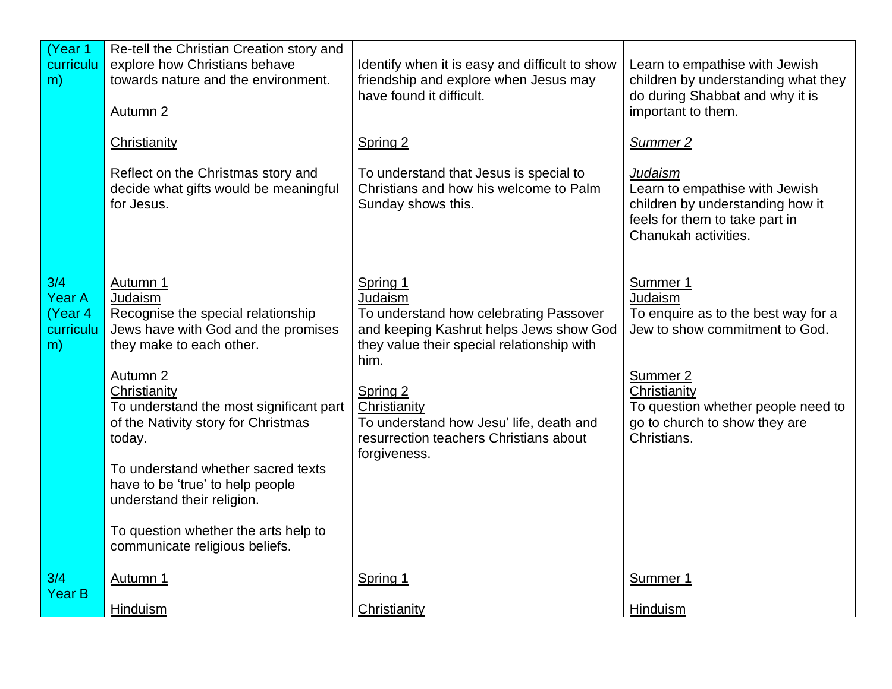| (Year 1 curriculum) | Re-tell the Christian Creation story and explore how Christians behave towards nature and the environment.<br><br>Autumn 2<br><br>Christianity<br><br>Reflect on the Christmas story and decide what gifts would be meaningful for Jesus. | Identify when it is easy and difficult to show friendship and explore when Jesus may have found it difficult.<br><br>Spring 2<br><br>To understand that Jesus is special to Christians and how his welcome to Palm Sunday shows this. | Learn to empathise with Jewish children by understanding what they do during Shabbat and why it is important to them.<br><br>*Summer 2*<br><br>*Judaism*<br>Learn to empathise with Jewish children by understanding how it feels for them to take part in Chanukah activities. |
|---|---|---|---|
| 3/4 Year A (Year 4 curriculum) | Autumn 1<br>Judaism<br>Recognise the special relationship Jews have with God and the promises they make to each other.<br><br>Autumn 2<br>Christianity<br>To understand the most significant part of the Nativity story for Christmas today.<br><br>To understand whether sacred texts have to be 'true' to help people understand their religion.<br><br>To question whether the arts help to communicate religious beliefs. | Spring 1<br>Judaism<br>To understand how celebrating Passover and keeping Kashrut helps Jews show God they value their special relationship with him.<br><br>Spring 2<br>Christianity<br>To understand how Jesu' life, death and resurrection teachers Christians about forgiveness. | Summer 1<br>Judaism<br>To enquire as to the best way for a Jew to show commitment to God.<br><br>Summer 2<br>Christianity<br>To question whether people need to go to church to show they are Christians. |
| 3/4 Year B | Autumn 1<br><br>Hinduism | Spring 1<br><br>Christianity | Summer 1<br><br>Hinduism |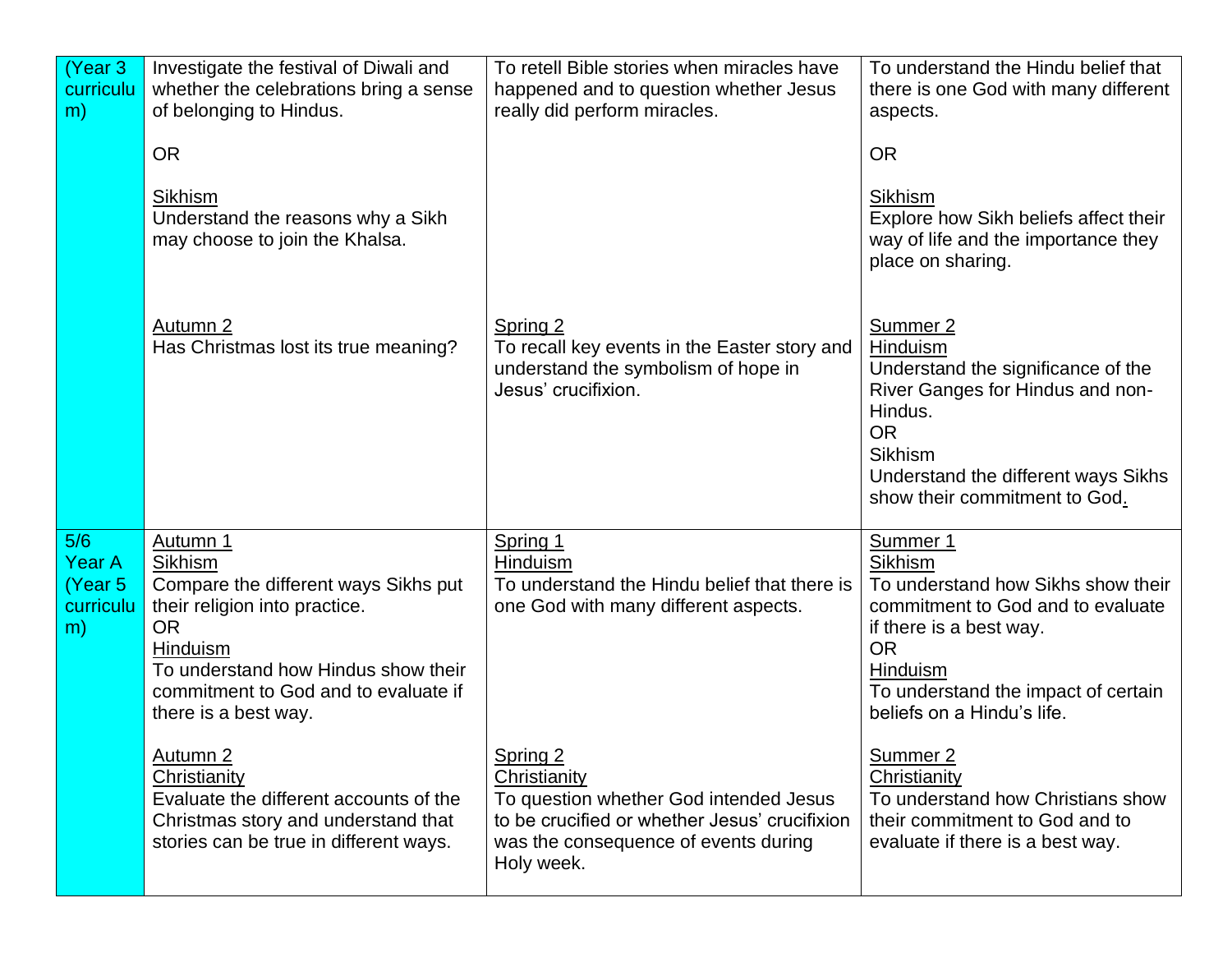| (Year 3 curriculum) | Investigate the festival of Diwali and whether the celebrations bring a sense of belonging to Hindus.<br><br>OR<br><br>Sikhism<br>Understand the reasons why a Sikh may choose to join the Khalsa.<br><br>Autumn 2<br>Has Christmas lost its true meaning? | To retell Bible stories when miracles have happened and to question whether Jesus really did perform miracles.<br><br>Spring 2<br>To recall key events in the Easter story and understand the symbolism of hope in Jesus' crucifixion. | To understand the Hindu belief that there is one God with many different aspects.<br><br>OR<br><br>Sikhism<br>Explore how Sikh beliefs affect their way of life and the importance they place on sharing.<br><br>Summer 2<br>Hinduism<br>Understand the significance of the River Ganges for Hindus and non-Hindus.<br>OR<br>Sikhism<br>Understand the different ways Sikhs show their commitment to God. |
|---|---|---|---|
| 5/6 Year A (Year 5 curriculum) | Autumn 1<br>Sikhism<br>Compare the different ways Sikhs put their religion into practice.<br>OR<br>Hinduism<br>To understand how Hindus show their commitment to God and to evaluate if there is a best way.<br><br>Autumn 2<br>Christianity<br>Evaluate the different accounts of the Christmas story and understand that stories can be true in different ways. | Spring 1<br>Hinduism<br>To understand the Hindu belief that there is one God with many different aspects.<br><br>Spring 2<br>Christianity<br>To question whether God intended Jesus to be crucified or whether Jesus' crucifixion was the consequence of events during Holy week. | Summer 1<br>Sikhism<br>To understand how Sikhs show their commitment to God and to evaluate if there is a best way.<br>OR<br>Hinduism<br>To understand the impact of certain beliefs on a Hindu's life.<br><br>Summer 2<br>Christianity<br>To understand how Christians show their commitment to God and to evaluate if there is a best way. |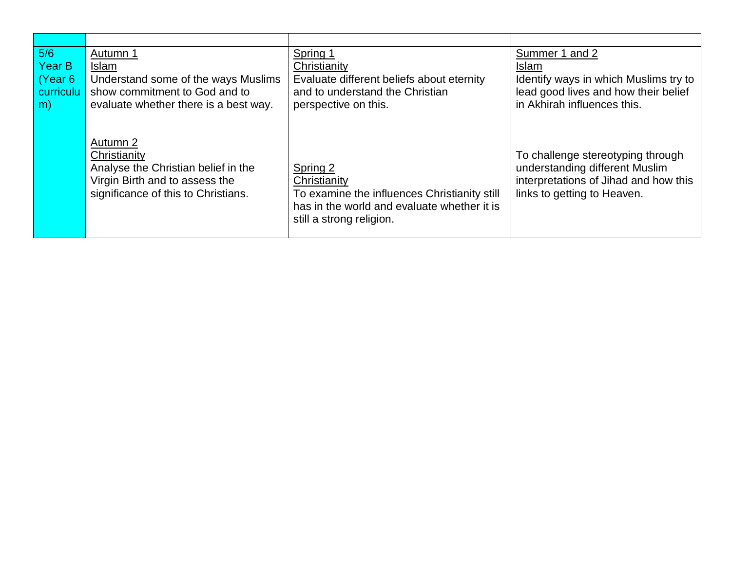| | | | |
|---|---|---|---|
| 5/6 Year B (Year 6 curriculum) | Autumn 1<br>Islam<br>Understand some of the ways Muslims show commitment to God and to evaluate whether there is a best way.<br><br>Autumn 2<br>Christianity<br>Analyse the Christian belief in the Virgin Birth and to assess the significance of this to Christians. | Spring 1<br>Christianity<br>Evaluate different beliefs about eternity and to understand the Christian perspective on this.<br><br>Spring 2<br>Christianity<br>To examine the influences Christianity still has in the world and evaluate whether it is still a strong religion. | Summer 1 and 2<br>Islam<br>Identify ways in which Muslims try to lead good lives and how their belief in Akhirah influences this.<br><br>To challenge stereotyping through understanding different Muslim interpretations of Jihad and how this links to getting to Heaven. |